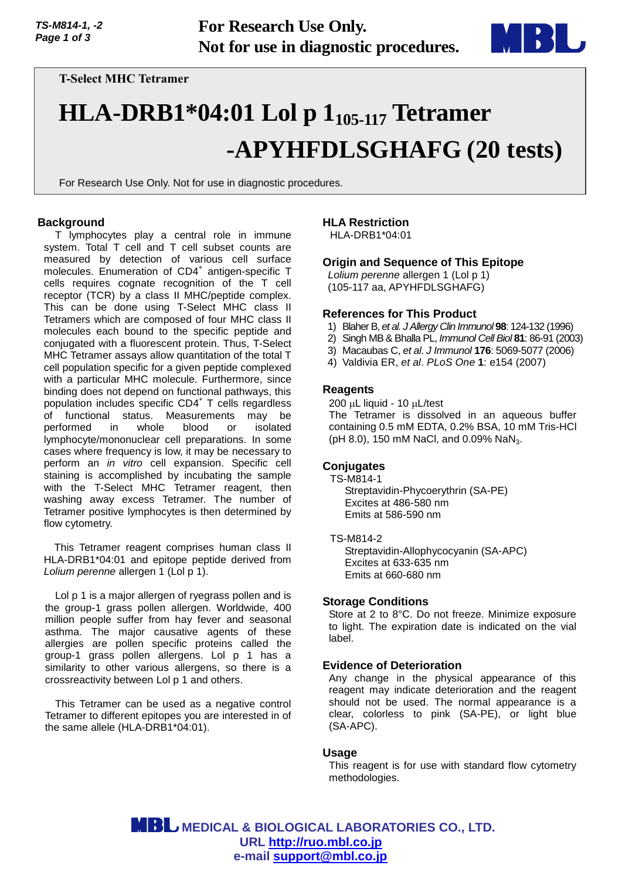For Research Use Only.
Not for use in diagnostic procedures.

T-Select MHC Tetramer

# HLA-DRB1*04:01 Lol p $1_{105\text{-}117}$ Tetramer -APYHFDLSGHAFG (20 tests)

For Research Use Only. Not for use in diagnostic procedures.

## Background

T lymphocytes play a central role in immune system. Total T cell and T cell subset counts are measured by detection of various cell surface molecules. Enumeration of $CD4^+$ antigen-specific T cells requires cognate recognition of the T cell receptor (TCR) by a class II MHC/peptide complex. This can be done using T-Select MHC class II Tetramers which are composed of four MHC class II molecules each bound to the specific peptide and conjugated with a fluorescent protein. Thus, T-Select MHC Tetramer assays allow quantitation of the total T cell population specific for a given peptide complexed with a particular MHC molecule. Furthermore, since binding does not depend on functional pathways, this population includes specific $CD4^+$ T cells regardless of functional status. Measurements may be performed in whole blood or isolated lymphocyte/mononuclear cell preparations. In some cases where frequency is low, it may be necessary to perform an *in vitro* cell expansion. Specific cell staining is accomplished by incubating the sample with the T-Select MHC Tetramer reagent, then washing away excess Tetramer. The number of Tetramer positive lymphocytes is then determined by flow cytometry.

This Tetramer reagent comprises human class II HLA-DRB1*04:01 and epitope peptide derived from *Lolium perenne* allergen 1 (Lol p 1).

Lol p 1 is a major allergen of ryegrass pollen and is the group-1 grass pollen allergen. Worldwide, 400 million people suffer from hay fever and seasonal asthma. The major causative agents of these allergies are pollen specific proteins called the group-1 grass pollen allergens. Lol p 1 has a similarity to other various allergens, so there is a crossreactivity between Lol p 1 and others.

This Tetramer can be used as a negative control Tetramer to different epitopes you are interested in of the same allele (HLA-DRB1*04:01).

## HLA Restriction

HLA-DRB1*04:01

## Origin and Sequence of This Epitope

*Lolium perenne* allergen 1 (Lol p 1)
(105-117 aa, APYHFDLSGHAFG)

## References for This Product

1) Blaher B, *et al. J Allergy Clin Immunol* **98**: 124-132 (1996)
2) Singh MB & Bhalla PL, *Immunol Cell Biol* **81**: 86-91 (2003)
3) Macaubas C, *et al. J Immunol* **176**: 5069-5077 (2006)
4) Valdivia ER, *et al*. *PLoS One* **1**: e154 (2007)

## Reagents

200 µL liquid - 10 µL/test
The Tetramer is dissolved in an aqueous buffer containing 0.5 mM EDTA, 0.2% BSA, 10 mM Tris-HCl (pH 8.0), 150 mM NaCl, and 0.09% $NaN_3$.

## Conjugates

TS-M814-1
Streptavidin-Phycoerythrin (SA-PE)
Excites at 486-580 nm
Emits at 586-590 nm

TS-M814-2
Streptavidin-Allophycocyanin (SA-APC)
Excites at 633-635 nm
Emits at 660-680 nm

## Storage Conditions

Store at 2 to 8°C. Do not freeze. Minimize exposure to light. The expiration date is indicated on the vial label.

## Evidence of Deterioration

Any change in the physical appearance of this reagent may indicate deterioration and the reagent should not be used. The normal appearance is a clear, colorless to pink (SA-PE), or light blue (SA-APC).

## Usage

This reagent is for use with standard flow cytometry methodologies.

MEDICAL & BIOLOGICAL LABORATORIES CO., LTD.
URL http://ruo.mbl.co.jp
e-mail support@mbl.co.jp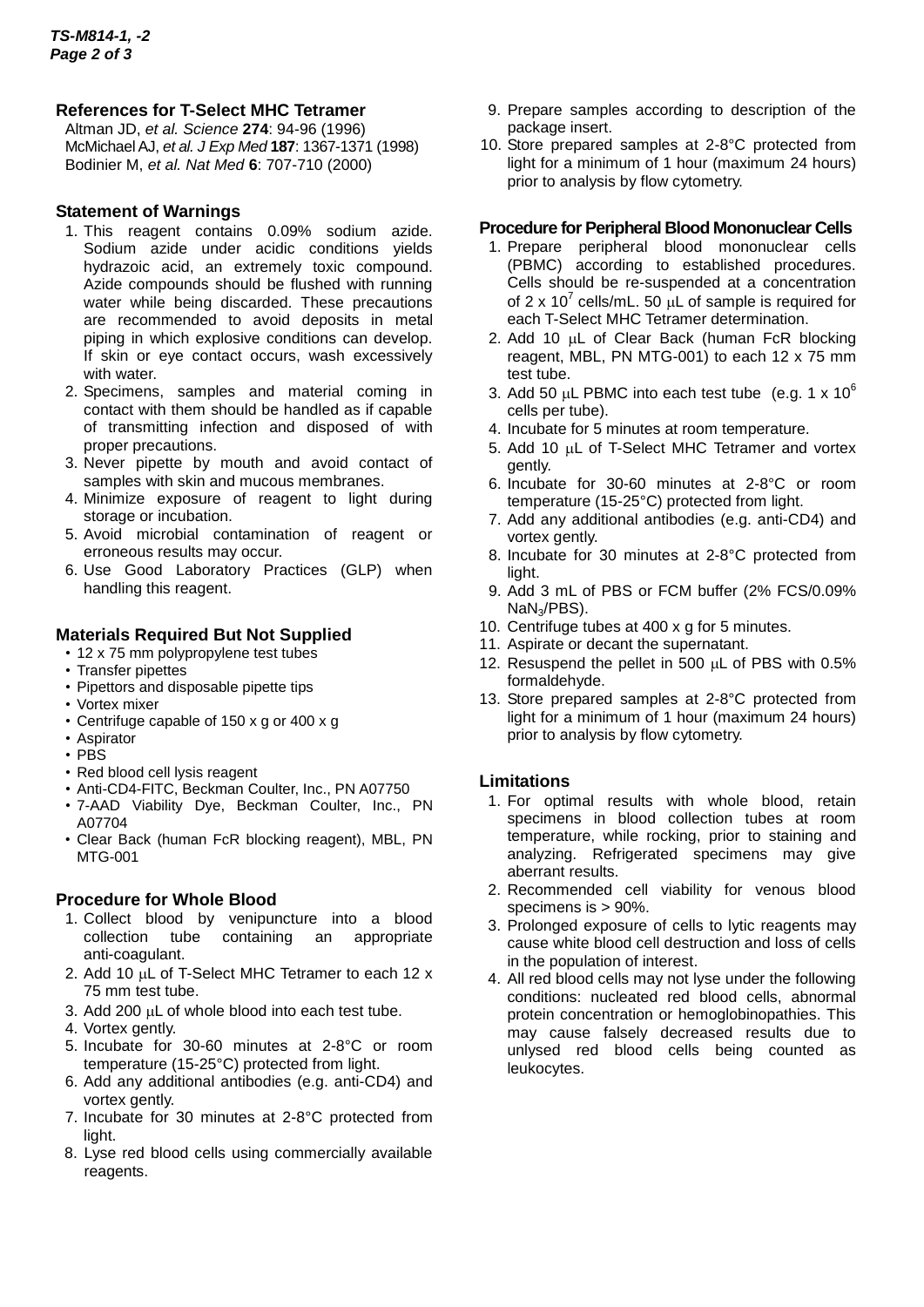## References for T-Select MHC Tetramer

Altman JD, *et al. Science* **274**: 94-96 (1996)
McMichael AJ, *et al. J Exp Med* **187**: 1367-1371 (1998)
Bodinier M, *et al. Nat Med* **6**: 707-710 (2000)

## Statement of Warnings

1. This reagent contains 0.09% sodium azide. Sodium azide under acidic conditions yields hydrazoic acid, an extremely toxic compound. Azide compounds should be flushed with running water while being discarded. These precautions are recommended to avoid deposits in metal piping in which explosive conditions can develop. If skin or eye contact occurs, wash excessively with water.
2. Specimens, samples and material coming in contact with them should be handled as if capable of transmitting infection and disposed of with proper precautions.
3. Never pipette by mouth and avoid contact of samples with skin and mucous membranes.
4. Minimize exposure of reagent to light during storage or incubation.
5. Avoid microbial contamination of reagent or erroneous results may occur.
6. Use Good Laboratory Practices (GLP) when handling this reagent.

## Materials Required But Not Supplied

- 12 x 75 mm polypropylene test tubes
- Transfer pipettes
- Pipettors and disposable pipette tips
- Vortex mixer
- Centrifuge capable of 150 x g or 400 x g
- Aspirator
- PBS
- Red blood cell lysis reagent
- Anti-CD4-FITC, Beckman Coulter, Inc., PN A07750
- 7-AAD Viability Dye, Beckman Coulter, Inc., PN A07704
- Clear Back (human FcR blocking reagent), MBL, PN MTG-001

## Procedure for Whole Blood

1. Collect blood by venipuncture into a blood collection tube containing an appropriate anti-coagulant.
2. Add 10 μL of T-Select MHC Tetramer to each 12 x 75 mm test tube.
3. Add 200 μL of whole blood into each test tube.
4. Vortex gently.
5. Incubate for 30-60 minutes at 2-8°C or room temperature (15-25°C) protected from light.
6. Add any additional antibodies (e.g. anti-CD4) and vortex gently.
7. Incubate for 30 minutes at 2-8°C protected from light.
8. Lyse red blood cells using commercially available reagents.
9. Prepare samples according to description of the package insert.
10. Store prepared samples at 2-8°C protected from light for a minimum of 1 hour (maximum 24 hours) prior to analysis by flow cytometry.

## Procedure for Peripheral Blood Mononuclear Cells

1. Prepare peripheral blood mononuclear cells (PBMC) according to established procedures. Cells should be re-suspended at a concentration of $2 \times 10^7$ cells/mL. 50 μL of sample is required for each T-Select MHC Tetramer determination.
2. Add 10 μL of Clear Back (human FcR blocking reagent, MBL, PN MTG-001) to each 12 x 75 mm test tube.
3. Add 50 μL PBMC into each test tube (e.g. $1 \times 10^6$ cells per tube).
4. Incubate for 5 minutes at room temperature.
5. Add 10 μL of T-Select MHC Tetramer and vortex gently.
6. Incubate for 30-60 minutes at 2-8°C or room temperature (15-25°C) protected from light.
7. Add any additional antibodies (e.g. anti-CD4) and vortex gently.
8. Incubate for 30 minutes at 2-8°C protected from light.
9. Add 3 mL of PBS or FCM buffer (2% FCS/0.09% $NaN_3$/PBS).
10. Centrifuge tubes at 400 x g for 5 minutes.
11. Aspirate or decant the supernatant.
12. Resuspend the pellet in 500 μL of PBS with 0.5% formaldehyde.
13. Store prepared samples at 2-8°C protected from light for a minimum of 1 hour (maximum 24 hours) prior to analysis by flow cytometry.

## Limitations

1. For optimal results with whole blood, retain specimens in blood collection tubes at room temperature, while rocking, prior to staining and analyzing. Refrigerated specimens may give aberrant results.
2. Recommended cell viability for venous blood specimens is > 90%.
3. Prolonged exposure of cells to lytic reagents may cause white blood cell destruction and loss of cells in the population of interest.
4. All red blood cells may not lyse under the following conditions: nucleated red blood cells, abnormal protein concentration or hemoglobinopathies. This may cause falsely decreased results due to unlysed red blood cells being counted as leukocytes.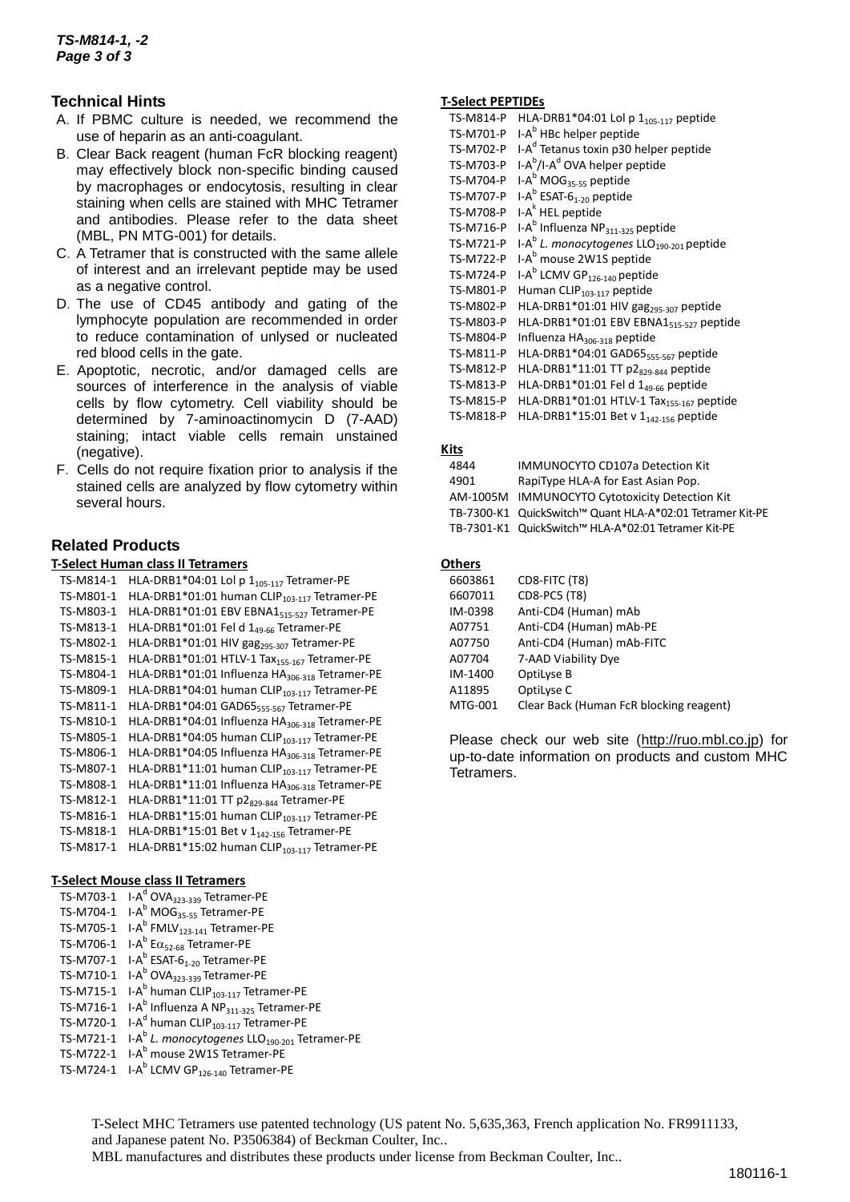## Technical Hints

A. If PBMC culture is needed, we recommend the use of heparin as an anti-coagulant.

B. Clear Back reagent (human FcR blocking reagent) may effectively block non-specific binding caused by macrophages or endocytosis, resulting in clear staining when cells are stained with MHC Tetramer and antibodies. Please refer to the data sheet (MBL, PN MTG-001) for details.

C. A Tetramer that is constructed with the same allele of interest and an irrelevant peptide may be used as a negative control.

D. The use of CD45 antibody and gating of the lymphocyte population are recommended in order to reduce contamination of unlysed or nucleated red blood cells in the gate.

E. Apoptotic, necrotic, and/or damaged cells are sources of interference in the analysis of viable cells by flow cytometry. Cell viability should be determined by 7-aminoactinomycin D (7-AAD) staining; intact viable cells remain unstained (negative).

F. Cells do not require fixation prior to analysis if the stained cells are analyzed by flow cytometry within several hours.

## Related Products

**T-Select Human class II Tetramers**

| | |
|---|---|
| TS-M814-1 | HLA-DRB1*04:01 Lol p $1_{105\text{-}117}$ Tetramer-PE |
| TS-M801-1 | HLA-DRB1*01:01 human $CLIP_{103\text{-}117}$ Tetramer-PE |
| TS-M803-1 | HLA-DRB1*01:01 EBV $EBNA1_{515\text{-}527}$ Tetramer-PE |
| TS-M813-1 | HLA-DRB1*01:01 Fel d $1_{49\text{-}66}$ Tetramer-PE |
| TS-M802-1 | HLA-DRB1*01:01 HIV $gag_{295\text{-}307}$ Tetramer-PE |
| TS-M815-1 | HLA-DRB1*01:01 HTLV-1 $Tax_{155\text{-}167}$ Tetramer-PE |
| TS-M804-1 | HLA-DRB1*01:01 Influenza $HA_{306\text{-}318}$ Tetramer-PE |
| TS-M809-1 | HLA-DRB1*04:01 human $CLIP_{103\text{-}117}$ Tetramer-PE |
| TS-M811-1 | HLA-DRB1*04:01 $GAD65_{555\text{-}567}$ Tetramer-PE |
| TS-M810-1 | HLA-DRB1*04:01 Influenza $HA_{306\text{-}318}$ Tetramer-PE |
| TS-M805-1 | HLA-DRB1*04:05 human $CLIP_{103\text{-}117}$ Tetramer-PE |
| TS-M806-1 | HLA-DRB1*04:05 Influenza $HA_{306\text{-}318}$ Tetramer-PE |
| TS-M807-1 | HLA-DRB1*11:01 human $CLIP_{103\text{-}117}$ Tetramer-PE |
| TS-M808-1 | HLA-DRB1*11:01 Influenza $HA_{306\text{-}318}$ Tetramer-PE |
| TS-M812-1 | HLA-DRB1*11:01 TT $p2_{829\text{-}844}$ Tetramer-PE |
| TS-M816-1 | HLA-DRB1*15:01 human $CLIP_{103\text{-}117}$ Tetramer-PE |
| TS-M818-1 | HLA-DRB1*15:01 Bet v $1_{142\text{-}156}$ Tetramer-PE |
| TS-M817-1 | HLA-DRB1*15:02 human $CLIP_{103\text{-}117}$ Tetramer-PE |

**T-Select Mouse class II Tetramers**

| | |
|---|---|
| TS-M703-1 | $I\text{-}A^d$ $OVA_{323\text{-}339}$ Tetramer-PE |
| TS-M704-1 | $I\text{-}A^b$ $MOG_{35\text{-}55}$ Tetramer-PE |
| TS-M705-1 | $I\text{-}A^b$ $FMLV_{123\text{-}141}$ Tetramer-PE |
| TS-M706-1 | $I\text{-}A^b$ $E\alpha_{52\text{-}68}$ Tetramer-PE |
| TS-M707-1 | $I\text{-}A^b$ ESAT-$6_{1\text{-}20}$ Tetramer-PE |
| TS-M710-1 | $I\text{-}A^b$ $OVA_{323\text{-}339}$ Tetramer-PE |
| TS-M715-1 | $I\text{-}A^b$ human $CLIP_{103\text{-}117}$ Tetramer-PE |
| TS-M716-1 | $I\text{-}A^b$ Influenza A $NP_{311\text{-}325}$ Tetramer-PE |
| TS-M720-1 | $I\text{-}A^d$ human $CLIP_{103\text{-}117}$ Tetramer-PE |
| TS-M721-1 | $I\text{-}A^b$ *L. monocytogenes* $LLO_{190\text{-}201}$ Tetramer-PE |
| TS-M722-1 | $I\text{-}A^b$ mouse 2W1S Tetramer-PE |
| TS-M724-1 | $I\text{-}A^b$ LCMV $GP_{126\text{-}140}$ Tetramer-PE |

**T-Select PEPTIDEs**

| | |
|---|---|
| TS-M814-P | HLA-DRB1*04:01 Lol p $1_{105\text{-}117}$ peptide |
| TS-M701-P | $I\text{-}A^b$ HBc helper peptide |
| TS-M702-P | $I\text{-}A^d$ Tetanus toxin p30 helper peptide |
| TS-M703-P | $I\text{-}A^b$/$I\text{-}A^d$ OVA helper peptide |
| TS-M704-P | $I\text{-}A^b$ $MOG_{35\text{-}55}$ peptide |
| TS-M707-P | $I\text{-}A^b$ ESAT-$6_{1\text{-}20}$ peptide |
| TS-M708-P | $I\text{-}A^k$ HEL peptide |
| TS-M716-P | $I\text{-}A^b$ Influenza $NP_{311\text{-}325}$ peptide |
| TS-M721-P | $I\text{-}A^b$ *L. monocytogenes* $LLO_{190\text{-}201}$ peptide |
| TS-M722-P | $I\text{-}A^b$ mouse 2W1S peptide |
| TS-M724-P | $I\text{-}A^b$ LCMV $GP_{126\text{-}140}$ peptide |
| TS-M801-P | Human $CLIP_{103\text{-}117}$ peptide |
| TS-M802-P | HLA-DRB1*01:01 HIV $gag_{295\text{-}307}$ peptide |
| TS-M803-P | HLA-DRB1*01:01 EBV $EBNA1_{515\text{-}527}$ peptide |
| TS-M804-P | Influenza $HA_{306\text{-}318}$ peptide |
| TS-M811-P | HLA-DRB1*04:01 $GAD65_{555\text{-}567}$ peptide |
| TS-M812-P | HLA-DRB1*11:01 TT $p2_{829\text{-}844}$ peptide |
| TS-M813-P | HLA-DRB1*01:01 Fel d $1_{49\text{-}66}$ peptide |
| TS-M815-P | HLA-DRB1*01:01 HTLV-1 $Tax_{155\text{-}167}$ peptide |
| TS-M818-P | HLA-DRB1*15:01 Bet v $1_{142\text{-}156}$ peptide |

**Kits**

| | |
|---|---|
| 4844 | IMMUNOCYTO CD107a Detection Kit |
| 4901 | RapiType HLA-A for East Asian Pop. |
| AM-1005M | IMMUNOCYTO Cytotoxicity Detection Kit |
| TB-7300-K1 | QuickSwitch™ Quant HLA-A*02:01 Tetramer Kit-PE |
| TB-7301-K1 | QuickSwitch™ HLA-A*02:01 Tetramer Kit-PE |

**Others**

| | |
|---|---|
| 6603861 | CD8-FITC (T8) |
| 6607011 | CD8-PC5 (T8) |
| IM-0398 | Anti-CD4 (Human) mAb |
| A07751 | Anti-CD4 (Human) mAb-PE |
| A07750 | Anti-CD4 (Human) mAb-FITC |
| A07704 | 7-AAD Viability Dye |
| IM-1400 | OptiLyse B |
| A11895 | OptiLyse C |
| MTG-001 | Clear Back (Human FcR blocking reagent) |

Please check our web site (http://ruo.mbl.co.jp) for up-to-date information on products and custom MHC Tetramers.

T-Select MHC Tetramers use patented technology (US patent No. 5,635,363, French application No. FR9911133, and Japanese patent No. P3506384) of Beckman Coulter, Inc..
MBL manufactures and distributes these products under license from Beckman Coulter, Inc..

180116-1